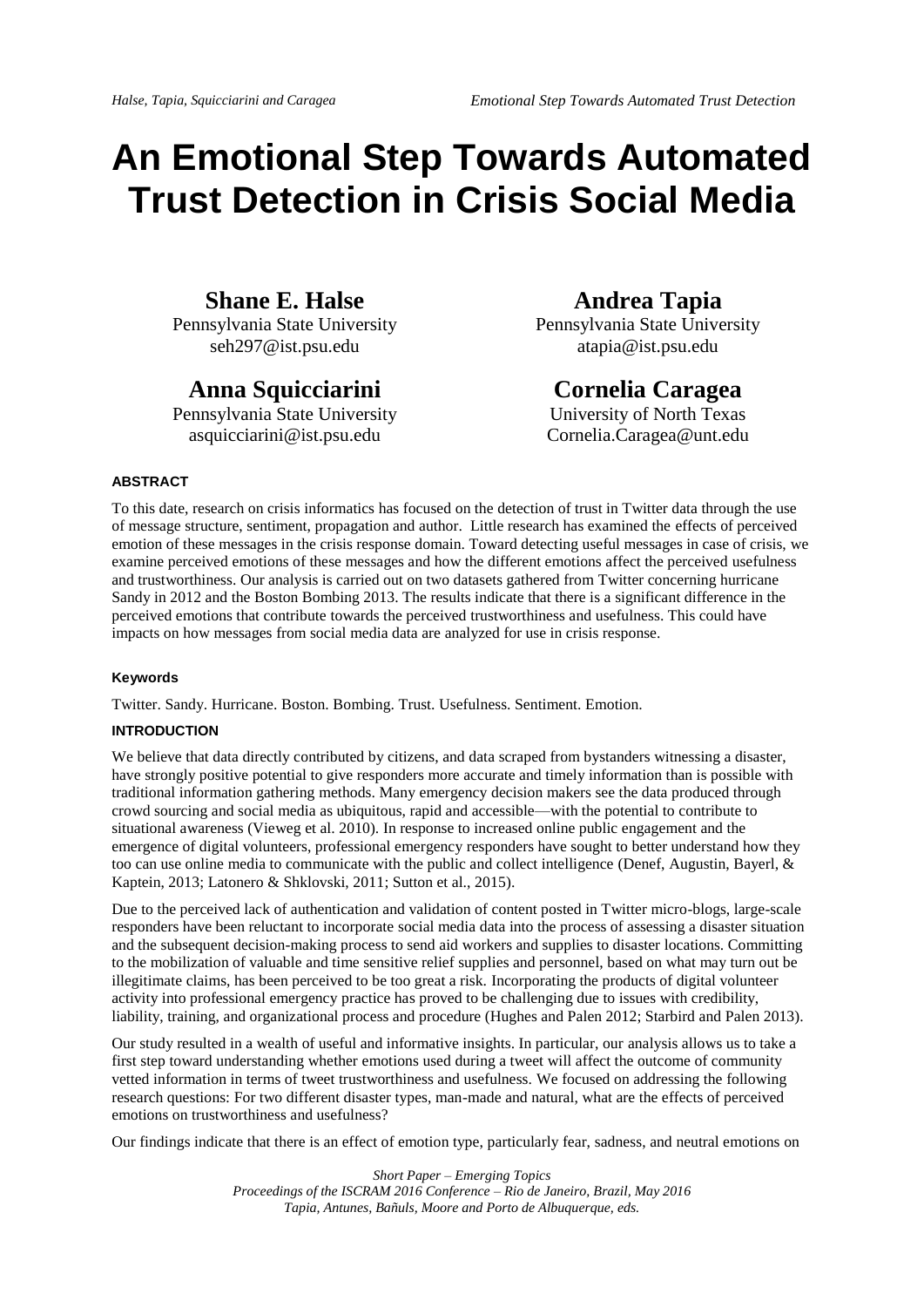# An Emotional Step Towards Automated Trust Detection in Crisis Social Media

**Shane E. Halse**
Pennsylvania State University
seh297@ist.psu.edu

**Andrea Tapia**
Pennsylvania State University
atapia@ist.psu.edu

**Anna Squicciarini**
Pennsylvania State University
asquicciarini@ist.psu.edu

**Cornelia Caragea**
University of North Texas
Cornelia.Caragea@unt.edu

## ABSTRACT

To this date, research on crisis informatics has focused on the detection of trust in Twitter data through the use of message structure, sentiment, propagation and author. Little research has examined the effects of perceived emotion of these messages in the crisis response domain. Toward detecting useful messages in case of crisis, we examine perceived emotions of these messages and how the different emotions affect the perceived usefulness and trustworthiness. Our analysis is carried out on two datasets gathered from Twitter concerning hurricane Sandy in 2012 and the Boston Bombing 2013. The results indicate that there is a significant difference in the perceived emotions that contribute towards the perceived trustworthiness and usefulness. This could have impacts on how messages from social media data are analyzed for use in crisis response.

### Keywords

Twitter. Sandy. Hurricane. Boston. Bombing. Trust. Usefulness. Sentiment. Emotion.

## INTRODUCTION

We believe that data directly contributed by citizens, and data scraped from bystanders witnessing a disaster, have strongly positive potential to give responders more accurate and timely information than is possible with traditional information gathering methods. Many emergency decision makers see the data produced through crowd sourcing and social media as ubiquitous, rapid and accessible—with the potential to contribute to situational awareness (Vieweg et al. 2010). In response to increased online public engagement and the emergence of digital volunteers, professional emergency responders have sought to better understand how they too can use online media to communicate with the public and collect intelligence (Denef, Augustin, Bayerl, & Kaptein, 2013; Latonero & Shklovski, 2011; Sutton et al., 2015).

Due to the perceived lack of authentication and validation of content posted in Twitter micro-blogs, large-scale responders have been reluctant to incorporate social media data into the process of assessing a disaster situation and the subsequent decision-making process to send aid workers and supplies to disaster locations. Committing to the mobilization of valuable and time sensitive relief supplies and personnel, based on what may turn out be illegitimate claims, has been perceived to be too great a risk. Incorporating the products of digital volunteer activity into professional emergency practice has proved to be challenging due to issues with credibility, liability, training, and organizational process and procedure (Hughes and Palen 2012; Starbird and Palen 2013).

Our study resulted in a wealth of useful and informative insights. In particular, our analysis allows us to take a first step toward understanding whether emotions used during a tweet will affect the outcome of community vetted information in terms of tweet trustworthiness and usefulness. We focused on addressing the following research questions: For two different disaster types, man-made and natural, what are the effects of perceived emotions on trustworthiness and usefulness?

Our findings indicate that there is an effect of emotion type, particularly fear, sadness, and neutral emotions on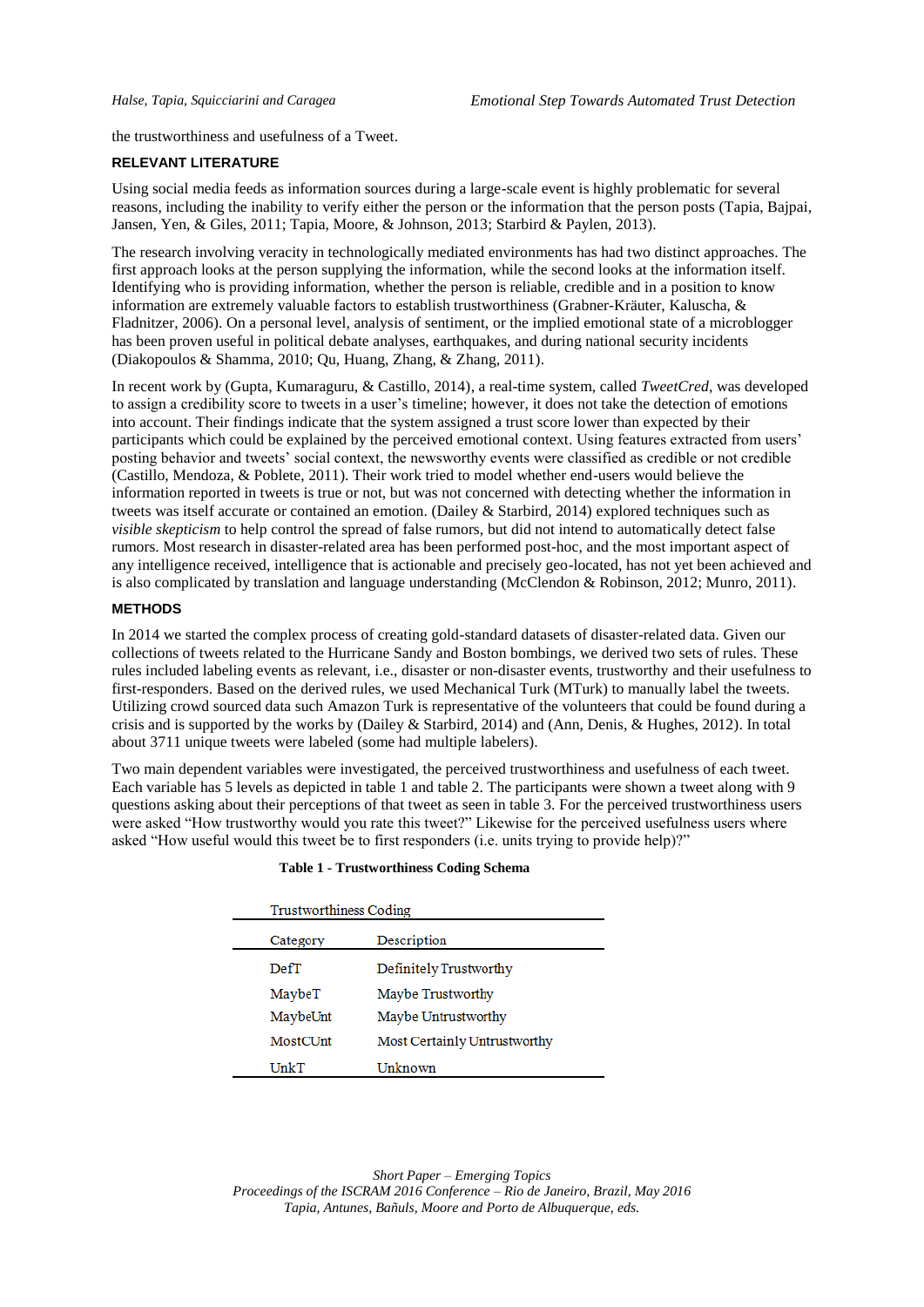the trustworthiness and usefulness of a Tweet.

## RELEVANT LITERATURE

Using social media feeds as information sources during a large-scale event is highly problematic for several reasons, including the inability to verify either the person or the information that the person posts (Tapia, Bajpai, Jansen, Yen, & Giles, 2011; Tapia, Moore, & Johnson, 2013; Starbird & Paylen, 2013).

The research involving veracity in technologically mediated environments has had two distinct approaches. The first approach looks at the person supplying the information, while the second looks at the information itself. Identifying who is providing information, whether the person is reliable, credible and in a position to know information are extremely valuable factors to establish trustworthiness (Grabner-Kräuter, Kaluscha, & Fladnitzer, 2006). On a personal level, analysis of sentiment, or the implied emotional state of a microblogger has been proven useful in political debate analyses, earthquakes, and during national security incidents (Diakopoulos & Shamma, 2010; Qu, Huang, Zhang, & Zhang, 2011).

In recent work by (Gupta, Kumaraguru, & Castillo, 2014), a real-time system, called *TweetCred*, was developed to assign a credibility score to tweets in a user's timeline; however, it does not take the detection of emotions into account. Their findings indicate that the system assigned a trust score lower than expected by their participants which could be explained by the perceived emotional context. Using features extracted from users' posting behavior and tweets' social context, the newsworthy events were classified as credible or not credible (Castillo, Mendoza, & Poblete, 2011). Their work tried to model whether end-users would believe the information reported in tweets is true or not, but was not concerned with detecting whether the information in tweets was itself accurate or contained an emotion. (Dailey & Starbird, 2014) explored techniques such as *visible skepticism* to help control the spread of false rumors, but did not intend to automatically detect false rumors. Most research in disaster-related area has been performed post-hoc, and the most important aspect of any intelligence received, intelligence that is actionable and precisely geo-located, has not yet been achieved and is also complicated by translation and language understanding (McClendon & Robinson, 2012; Munro, 2011).

## METHODS

In 2014 we started the complex process of creating gold-standard datasets of disaster-related data. Given our collections of tweets related to the Hurricane Sandy and Boston bombings, we derived two sets of rules. These rules included labeling events as relevant, i.e., disaster or non-disaster events, trustworthy and their usefulness to first-responders. Based on the derived rules, we used Mechanical Turk (MTurk) to manually label the tweets. Utilizing crowd sourced data such Amazon Turk is representative of the volunteers that could be found during a crisis and is supported by the works by (Dailey & Starbird, 2014) and (Ann, Denis, & Hughes, 2012). In total about 3711 unique tweets were labeled (some had multiple labelers).

Two main dependent variables were investigated, the perceived trustworthiness and usefulness of each tweet. Each variable has 5 levels as depicted in table 1 and table 2. The participants were shown a tweet along with 9 questions asking about their perceptions of that tweet as seen in table 3. For the perceived trustworthiness users were asked "How trustworthy would you rate this tweet?" Likewise for the perceived usefulness users where asked "How useful would this tweet be to first responders (i.e. units trying to provide help)?"

**Table 1 - Trustworthiness Coding Schema**

| Trustworthiness Coding | |
|---|---|
| **Category** | **Description** |
| DefT | Definitely Trustworthy |
| MaybeT | Maybe Trustworthy |
| MaybeUnt | Maybe Untrustworthy |
| MostCUnt | Most Certainly Untrustworthy |
| UnkT | Unknown |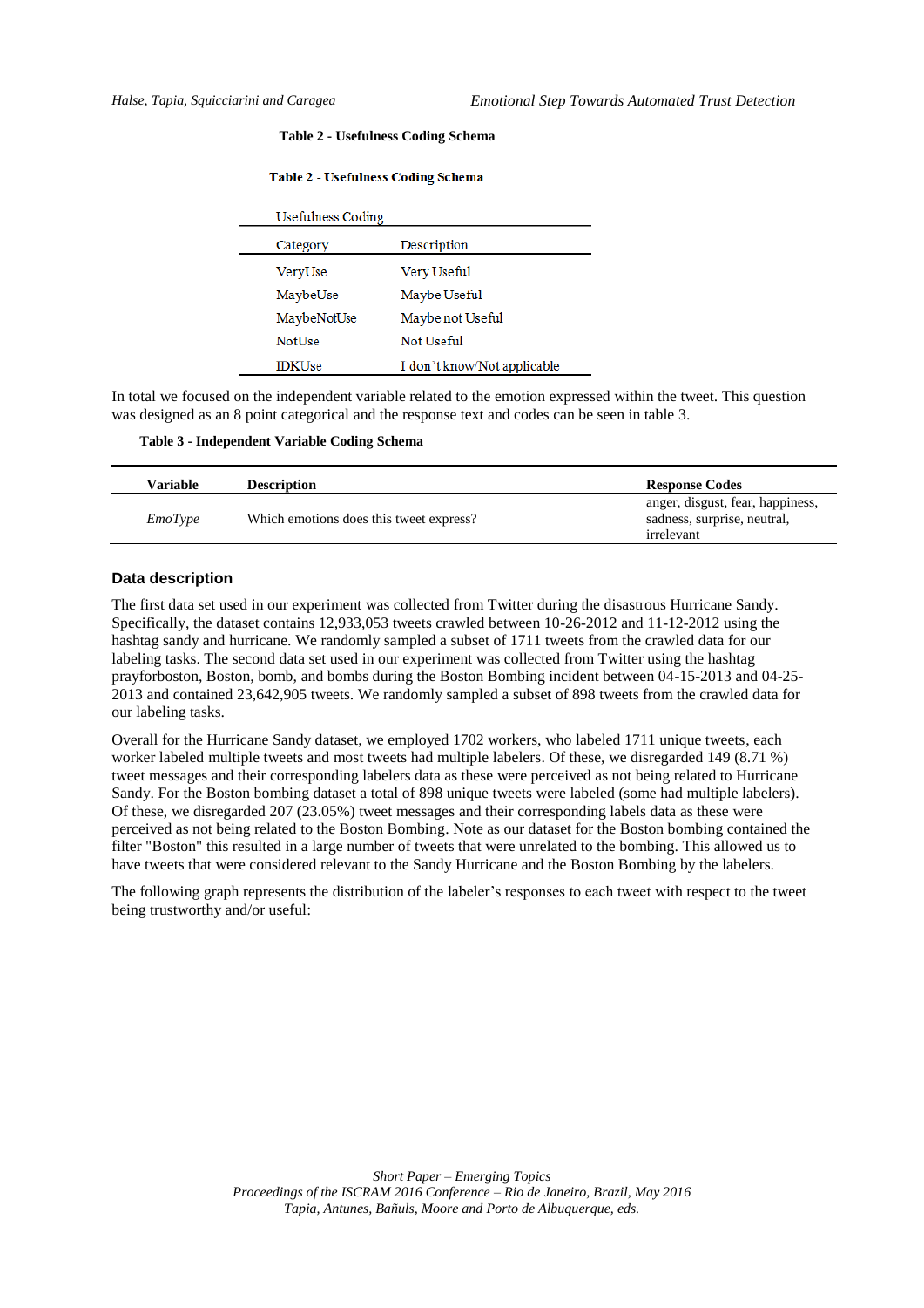**Table 2 - Usefulness Coding Schema**

**Table 2 - Usefulness Coding Schema**

| Usefulness Coding | |
|---|---|
| Category | Description |
| VeryUse | Very Useful |
| MaybeUse | Maybe Useful |
| MaybeNotUse | Maybe not Useful |
| NotUse | Not Useful |
| IDKUse | I don't know/Not applicable |

In total we focused on the independent variable related to the emotion expressed within the tweet. This question was designed as an 8 point categorical and the response text and codes can be seen in table 3.

**Table 3 - Independent Variable Coding Schema**

| Variable | Description | Response Codes |
|---|---|---|
| *EmoType* | Which emotions does this tweet express? | anger, disgust, fear, happiness, sadness, surprise, neutral, irrelevant |

## Data description

The first data set used in our experiment was collected from Twitter during the disastrous Hurricane Sandy. Specifically, the dataset contains 12,933,053 tweets crawled between 10-26-2012 and 11-12-2012 using the hashtag sandy and hurricane. We randomly sampled a subset of 1711 tweets from the crawled data for our labeling tasks. The second data set used in our experiment was collected from Twitter using the hashtag prayforboston, Boston, bomb, and bombs during the Boston Bombing incident between 04-15-2013 and 04-25-2013 and contained 23,642,905 tweets. We randomly sampled a subset of 898 tweets from the crawled data for our labeling tasks.

Overall for the Hurricane Sandy dataset, we employed 1702 workers, who labeled 1711 unique tweets, each worker labeled multiple tweets and most tweets had multiple labelers. Of these, we disregarded 149 (8.71 %) tweet messages and their corresponding labelers data as these were perceived as not being related to Hurricane Sandy. For the Boston bombing dataset a total of 898 unique tweets were labeled (some had multiple labelers). Of these, we disregarded 207 (23.05%) tweet messages and their corresponding labels data as these were perceived as not being related to the Boston Bombing. Note as our dataset for the Boston bombing contained the filter "Boston" this resulted in a large number of tweets that were unrelated to the bombing. This allowed us to have tweets that were considered relevant to the Sandy Hurricane and the Boston Bombing by the labelers.

The following graph represents the distribution of the labeler's responses to each tweet with respect to the tweet being trustworthy and/or useful: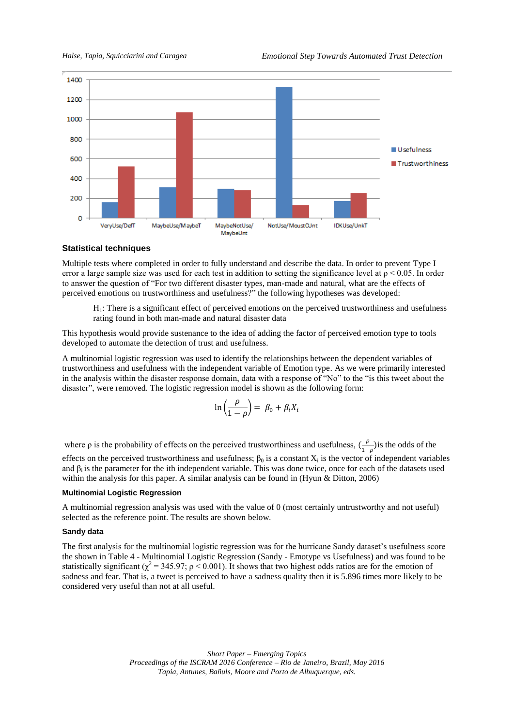## Statistical techniques

Multiple tests where completed in order to fully understand and describe the data. In order to prevent Type I error a large sample size was used for each test in addition to setting the significance level at $\rho < 0.05$. In order to answer the question of "For two different disaster types, man-made and natural, what are the effects of perceived emotions on trustworthiness and usefulness?" the following hypotheses was developed:

> $H_1$: There is a significant effect of perceived emotions on the perceived trustworthiness and usefulness rating found in both man-made and natural disaster data

This hypothesis would provide sustenance to the idea of adding the factor of perceived emotion type to tools developed to automate the detection of trust and usefulness.

A multinomial logistic regression was used to identify the relationships between the dependent variables of trustworthiness and usefulness with the independent variable of Emotion type. As we were primarily interested in the analysis within the disaster response domain, data with a response of "No" to the "is this tweet about the disaster", were removed. The logistic regression model is shown as the following form:

$$\ln\left(\frac{\rho}{1-\rho}\right) = \beta_0 + \beta_i X_i$$

where ρ is the probability of effects on the perceived trustworthiness and usefulness, $(\frac{\rho}{1-\rho})$is the odds of the effects on the perceived trustworthiness and usefulness; $\beta_0$ is a constant $X_i$ is the vector of independent variables and $\beta_i$ is the parameter for the ith independent variable. This was done twice, once for each of the datasets used within the analysis for this paper. A similar analysis can be found in (Hyun & Ditton, 2006)

### Multinomial Logistic Regression

A multinomial regression analysis was used with the value of 0 (most certainly untrustworthy and not useful) selected as the reference point. The results are shown below.

### Sandy data

The first analysis for the multinomial logistic regression was for the hurricane Sandy dataset's usefulness score the shown in Table 4 - Multinomial Logistic Regression (Sandy - Emotype vs Usefulness) and was found to be statistically significant ($\chi^2 = 345.97$; $\rho < 0.001$). It shows that two highest odds ratios are for the emotion of sadness and fear. That is, a tweet is perceived to have a sadness quality then it is 5.896 times more likely to be considered very useful than not at all useful.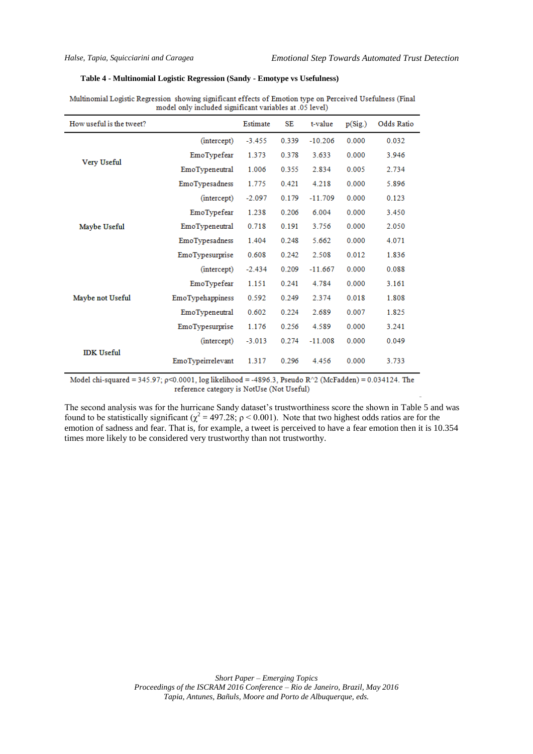**Table 4 - Multinomial Logistic Regression (Sandy - Emotype vs Usefulness)**

Multinomial Logistic Regression showing significant effects of Emotion type on Perceived Usefulness (Final model only included significant variables at .05 level)

| How useful is the tweet? | | Estimate | SE | t-value | p(Sig.) | Odds Ratio |
|---|---|---|---|---|---|---|
| Very Useful | (intercept) | -3.455 | 0.339 | -10.206 | 0.000 | 0.032 |
| | EmoTypefear | 1.373 | 0.378 | 3.633 | 0.000 | 3.946 |
| | EmoTypeneutral | 1.006 | 0.355 | 2.834 | 0.005 | 2.734 |
| | EmoTypesadness | 1.775 | 0.421 | 4.218 | 0.000 | 5.896 |
| Maybe Useful | (intercept) | -2.097 | 0.179 | -11.709 | 0.000 | 0.123 |
| | EmoTypefear | 1.238 | 0.206 | 6.004 | 0.000 | 3.450 |
| | EmoTypeneutral | 0.718 | 0.191 | 3.756 | 0.000 | 2.050 |
| | EmoTypesadness | 1.404 | 0.248 | 5.662 | 0.000 | 4.071 |
| | EmoTypesurprise | 0.608 | 0.242 | 2.508 | 0.012 | 1.836 |
| Maybe not Useful | (intercept) | -2.434 | 0.209 | -11.667 | 0.000 | 0.088 |
| | EmoTypefear | 1.151 | 0.241 | 4.784 | 0.000 | 3.161 |
| | EmoTypehappiness | 0.592 | 0.249 | 2.374 | 0.018 | 1.808 |
| | EmoTypeneutral | 0.602 | 0.224 | 2.689 | 0.007 | 1.825 |
| | EmoTypesurprise | 1.176 | 0.256 | 4.589 | 0.000 | 3.241 |
| IDK Useful | (intercept) | -3.013 | 0.274 | -11.008 | 0.000 | 0.049 |
| | EmoTypeirrelevant | 1.317 | 0.296 | 4.456 | 0.000 | 3.733 |

Model chi-squared = 345.97; ρ<0.0001, log likelihood = -4896.3, Pseudo R^2 (McFadden) = 0.034124. The reference category is NotUse (Not Useful)

The second analysis was for the hurricane Sandy dataset's trustworthiness score the shown in Table 5 and was found to be statistically significant ($\chi^2 = 497.28$; $\rho < 0.001$). Note that two highest odds ratios are for the emotion of sadness and fear. That is, for example, a tweet is perceived to have a fear emotion then it is 10.354 times more likely to be considered very trustworthy than not trustworthy.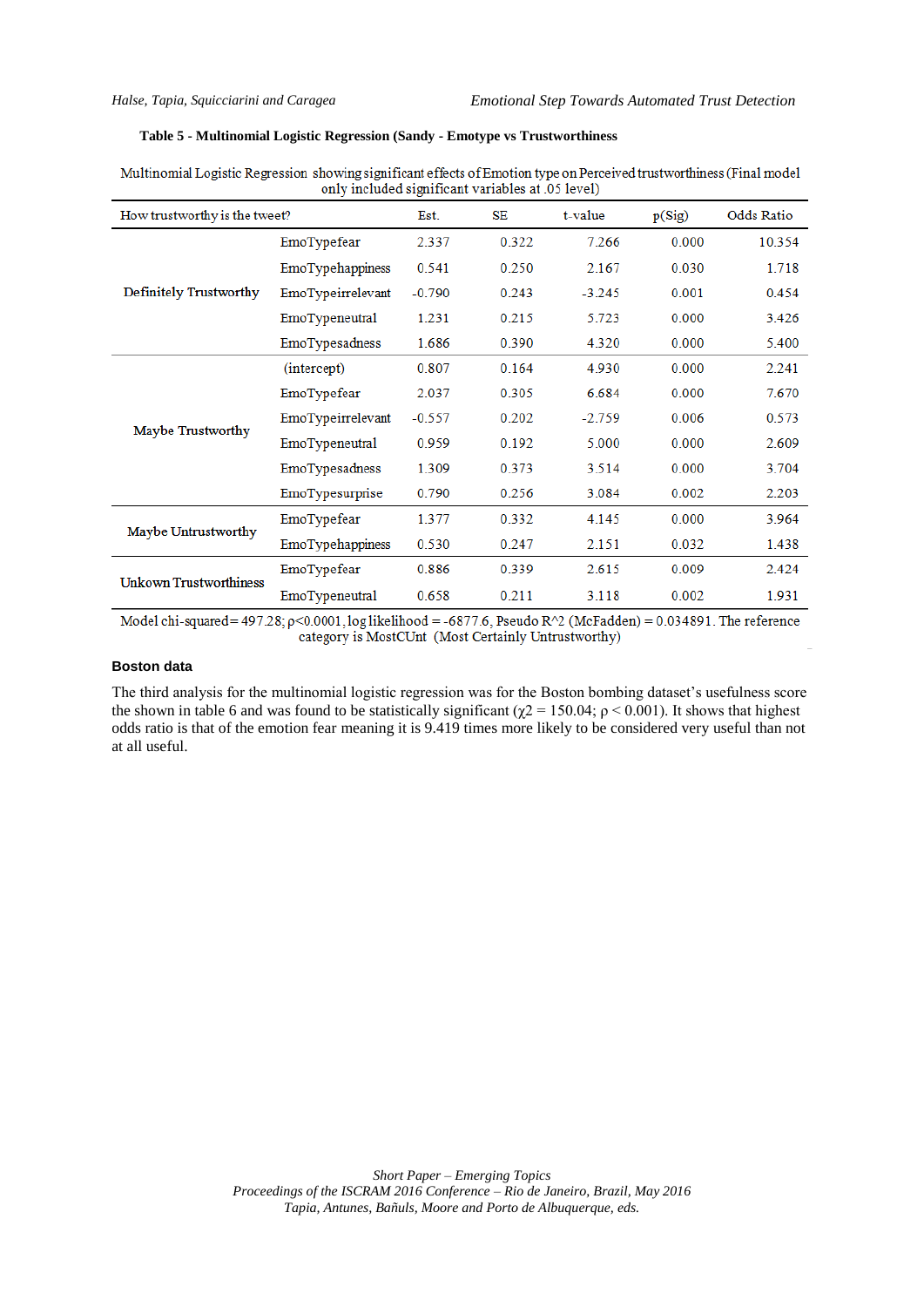**Table 5 - Multinomial Logistic Regression (Sandy - Emotype vs Trustworthiness**

Multinomial Logistic Regression showing significant effects of Emotion type on Perceived trustworthiness (Final model only included significant variables at .05 level)

| How trustworthy is the tweet? | | Est. | SE | t-value | p(Sig) | Odds Ratio |
|---|---|---|---|---|---|---|
| Definitely Trustworthy | EmoTypefear | 2.337 | 0.322 | 7.266 | 0.000 | 10.354 |
| | EmoTypehappiness | 0.541 | 0.250 | 2.167 | 0.030 | 1.718 |
| | EmoTypeirrelevant | -0.790 | 0.243 | -3.245 | 0.001 | 0.454 |
| | EmoTypeneutral | 1.231 | 0.215 | 5.723 | 0.000 | 3.426 |
| | EmoTypesadness | 1.686 | 0.390 | 4.320 | 0.000 | 5.400 |
| Maybe Trustworthy | (intercept) | 0.807 | 0.164 | 4.930 | 0.000 | 2.241 |
| | EmoTypefear | 2.037 | 0.305 | 6.684 | 0.000 | 7.670 |
| | EmoTypeirrelevant | -0.557 | 0.202 | -2.759 | 0.006 | 0.573 |
| | EmoTypeneutral | 0.959 | 0.192 | 5.000 | 0.000 | 2.609 |
| | EmoTypesadness | 1.309 | 0.373 | 3.514 | 0.000 | 3.704 |
| | EmoTypesurprise | 0.790 | 0.256 | 3.084 | 0.002 | 2.203 |
| Maybe Untrustworthy | EmoTypefear | 1.377 | 0.332 | 4.145 | 0.000 | 3.964 |
| | EmoTypehappiness | 0.530 | 0.247 | 2.151 | 0.032 | 1.438 |
| Unkown Trustworthiness | EmoTypefear | 0.886 | 0.339 | 2.615 | 0.009 | 2.424 |
| | EmoTypeneutral | 0.658 | 0.211 | 3.118 | 0.002 | 1.931 |

Model chi-squared= 497.28; $\rho$<0.0001, log likelihood = -6877.6, Pseudo R^2 (McFadden) = 0.034891. The reference category is MostCUnt (Most Certainly Untrustworthy)

#### Boston data

The third analysis for the multinomial logistic regression was for the Boston bombing dataset's usefulness score the shown in table 6 and was found to be statistically significant ($\chi 2 = 150.04$; $\rho < 0.001$). It shows that highest odds ratio is that of the emotion fear meaning it is 9.419 times more likely to be considered very useful than not at all useful.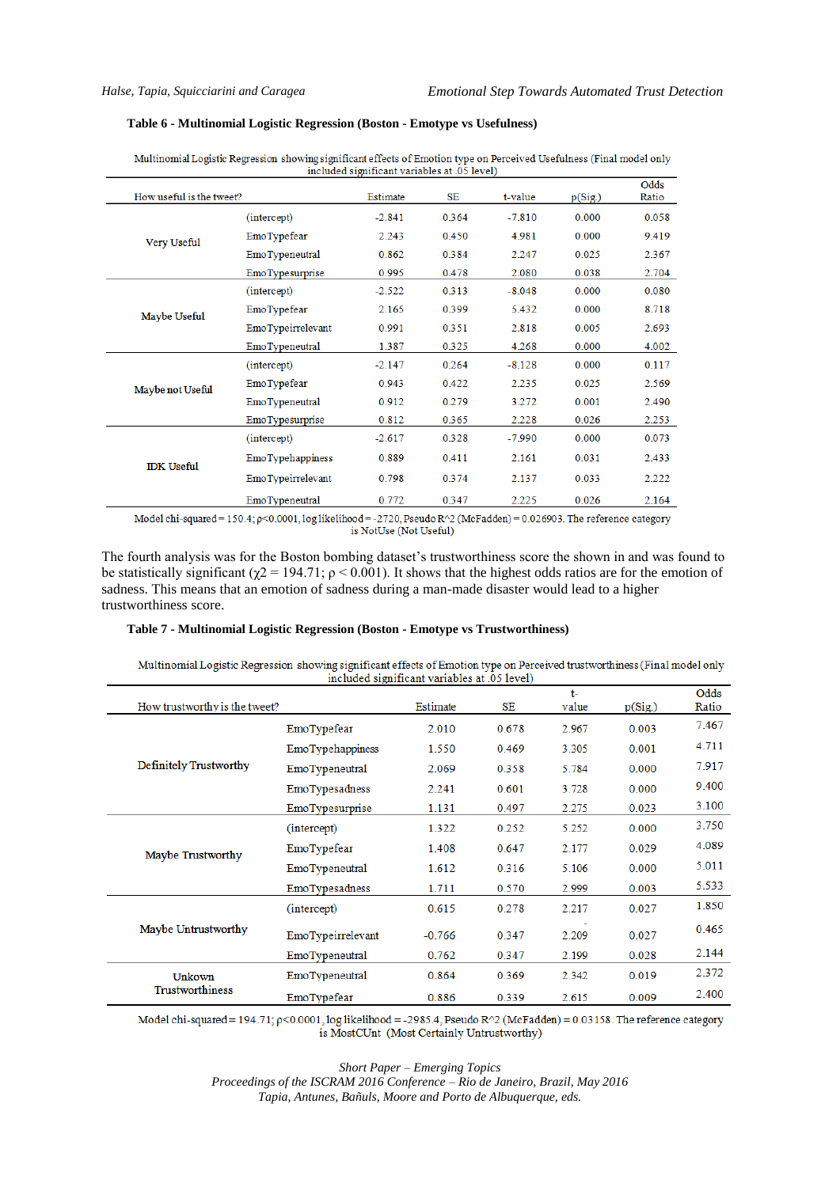**Table 6 - Multinomial Logistic Regression (Boston - Emotype vs Usefulness)**

Multinomial Logistic Regression showing significant effects of Emotion type on Perceived Usefulness (Final model only included significant variables at .05 level)

| How useful is the tweet? | | Estimate | SE | t-value | p(Sig.) | Odds Ratio |
|---|---|---|---|---|---|---|
| Very Useful | (intercept) | -2.841 | 0.364 | -7.810 | 0.000 | 0.058 |
| | EmoTypefear | 2.243 | 0.450 | 4.981 | 0.000 | 9.419 |
| | EmoTypeneutral | 0.862 | 0.384 | 2.247 | 0.025 | 2.367 |
| | EmoTypesurprise | 0.995 | 0.478 | 2.080 | 0.038 | 2.704 |
| Maybe Useful | (intercept) | -2.522 | 0.313 | -8.048 | 0.000 | 0.080 |
| | EmoTypefear | 2.165 | 0.399 | 5.432 | 0.000 | 8.718 |
| | EmoTypeirrelevant | 0.991 | 0.351 | 2.818 | 0.005 | 2.693 |
| | EmoTypeneutral | 1.387 | 0.325 | 4.268 | 0.000 | 4.002 |
| Maybe not Useful | (intercept) | -2.147 | 0.264 | -8.128 | 0.000 | 0.117 |
| | EmoTypefear | 0.943 | 0.422 | 2.235 | 0.025 | 2.569 |
| | EmoTypeneutral | 0.912 | 0.279 | 3.272 | 0.001 | 2.490 |
| | EmoTypesurprise | 0.812 | 0.365 | 2.228 | 0.026 | 2.253 |
| IDK Useful | (intercept) | -2.617 | 0.328 | -7.990 | 0.000 | 0.073 |
| | EmoTypehappiness | 0.889 | 0.411 | 2.161 | 0.031 | 2.433 |
| | EmoTypeirrelevant | 0.798 | 0.374 | 2.137 | 0.033 | 2.222 |
| | EmoTypeneutral | 0.772 | 0.347 | 2.225 | 0.026 | 2.164 |

Model chi-squared = 150.4; ρ<0.0001, log likelihood = -2720, Pseudo R^2 (McFadden) = 0.026903. The reference category is NotUse (Not Useful)

The fourth analysis was for the Boston bombing dataset's trustworthiness score the shown in and was found to be statistically significant ($\chi2$ = 194.71; $\rho < 0.001$). It shows that the highest odds ratios are for the emotion of sadness. This means that an emotion of sadness during a man-made disaster would lead to a higher trustworthiness score.

**Table 7 - Multinomial Logistic Regression (Boston - Emotype vs Trustworthiness)**

Multinomial Logistic Regression showing significant effects of Emotion type on Perceived trustworthiness (Final model only included significant variables at .05 level)

| How trustworthy is the tweet? | | Estimate | SE | t-value | p(Sig.) | Odds Ratio |
|---|---|---|---|---|---|---|
| Definitely Trustworthy | EmoTypefear | 2.010 | 0.678 | 2.967 | 0.003 | 7.467 |
| | EmoTypehappiness | 1.550 | 0.469 | 3.305 | 0.001 | 4.711 |
| | EmoTypeneutral | 2.069 | 0.358 | 5.784 | 0.000 | 7.917 |
| | EmoTypesadness | 2.241 | 0.601 | 3.728 | 0.000 | 9.400 |
| | EmoTypesurprise | 1.131 | 0.497 | 2.275 | 0.023 | 3.100 |
| Maybe Trustworthy | (intercept) | 1.322 | 0.252 | 5.252 | 0.000 | 3.750 |
| | EmoTypefear | 1.408 | 0.647 | 2.177 | 0.029 | 4.089 |
| | EmoTypeneutral | 1.612 | 0.316 | 5.106 | 0.000 | 5.011 |
| | EmoTypesadness | 1.711 | 0.570 | 2.999 | 0.003 | 5.533 |
| Maybe Untrustworthy | (intercept) | 0.615 | 0.278 | 2.217 | 0.027 | 1.850 |
| | EmoTypeirrelevant | -0.766 | 0.347 | -2.209 | 0.027 | 0.465 |
| | EmoTypeneutral | 0.762 | 0.347 | 2.199 | 0.028 | 2.144 |
| Unkown Trustworthiness | EmoTypeneutral | 0.864 | 0.369 | 2.342 | 0.019 | 2.372 |
| | EmoTypefear | 0.886 | 0.339 | 2.615 | 0.009 | 2.400 |

Model chi-squared = 194.71; ρ<0.0001, log likelihood = -2985.4, Pseudo R^2 (McFadden) = 0.03158. The reference category is MostCUnt (Most Certainly Untrustworthy)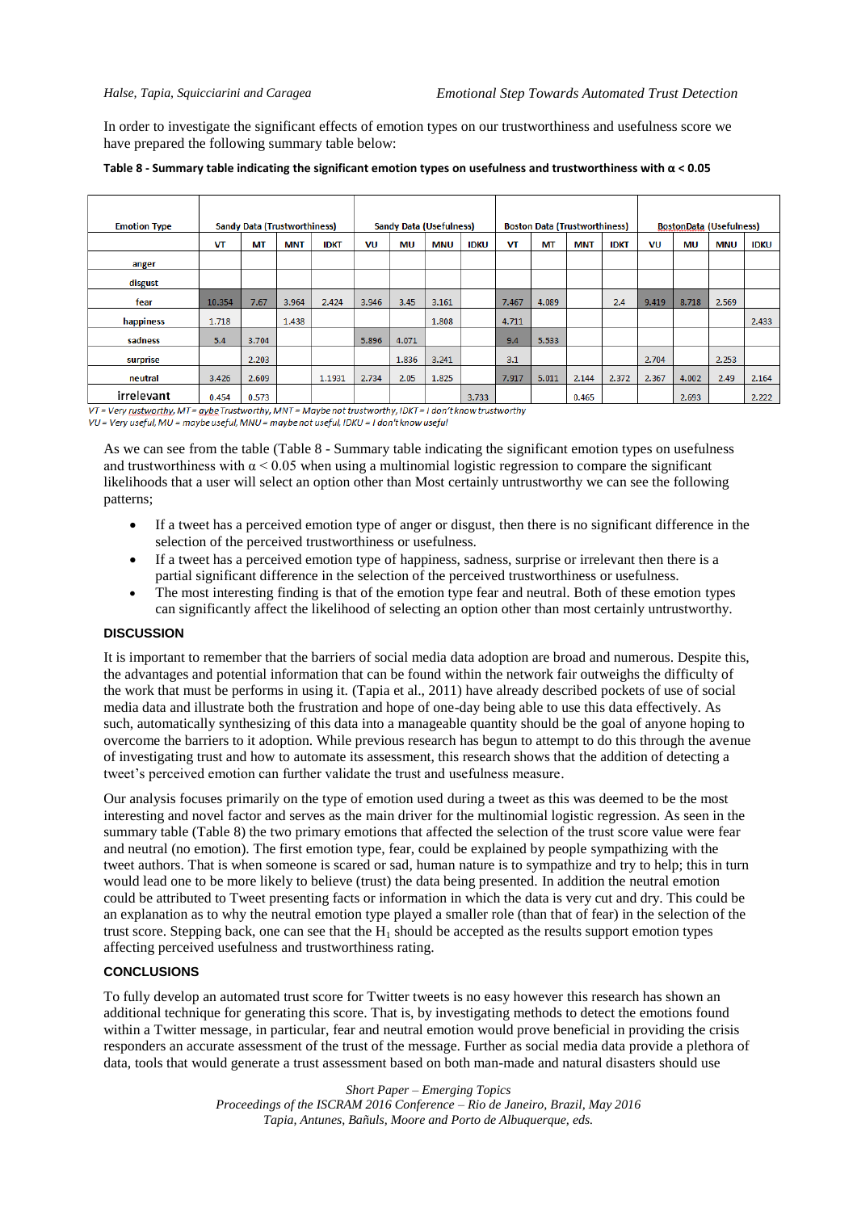In order to investigate the significant effects of emotion types on our trustworthiness and usefulness score we have prepared the following summary table below:

**Table 8 - Summary table indicating the significant emotion types on usefulness and trustworthiness with α < 0.05**

| Emotion Type | Sandy Data (Trustworthiness) | | | | Sandy Data (Usefulness) | | | | Boston Data (Trustworthiness) | | | | BostonData (Usefulness) | | | |
|---|---|---|---|---|---|---|---|---|---|---|---|---|---|---|---|---|
| | VT | MT | MNT | IDKT | VU | MU | MNU | IDKU | VT | MT | MNT | IDKT | VU | MU | MNU | IDKU |
| anger | | | | | | | | | | | | | | | | |
| disgust | | | | | | | | | | | | | | | | |
| fear | 10.354 | 7.67 | 3.964 | 2.424 | 3.946 | 3.45 | 3.161 | | 7.467 | 4.089 | | 2.4 | 9.419 | 8.718 | 2.569 | |
| happiness | 1.718 | | 1.438 | | | | 1.808 | | 4.711 | | | | | | | 2.433 |
| sadness | 5.4 | 3.704 | | | 5.896 | 4.071 | | | 9.4 | 5.533 | | | | | | |
| surprise | | 2.203 | | | | 1.836 | 3.241 | | 3.1 | | | | 2.704 | | 2.253 | |
| neutral | 3.426 | 2.609 | | 1.1931 | 2.734 | 2.05 | 1.825 | | 7.917 | 5.011 | 2.144 | 2.372 | 2.367 | 4.002 | 2.49 | 2.164 |
| irrelevant | 0.454 | 0.573 | | | | | | 3.733 | | | 0.465 | | | 2.693 | | 2.222 |

*VT = Very rustworthy, MT = aybe Trustworthy, MNT = Maybe not trustworthy, IDKT = I don't know trustworthy*
*VU = Very useful, MU = maybe useful, MNU = maybe not useful, IDKU = I don't know useful*

As we can see from the table (Table 8 - Summary table indicating the significant emotion types on usefulness and trustworthiness with α < 0.05 when using a multinomial logistic regression to compare the significant likelihoods that a user will select an option other than Most certainly untrustworthy we can see the following patterns;

- If a tweet has a perceived emotion type of anger or disgust, then there is no significant difference in the selection of the perceived trustworthiness or usefulness.
- If a tweet has a perceived emotion type of happiness, sadness, surprise or irrelevant then there is a partial significant difference in the selection of the perceived trustworthiness or usefulness.
- The most interesting finding is that of the emotion type fear and neutral. Both of these emotion types can significantly affect the likelihood of selecting an option other than most certainly untrustworthy.

## DISCUSSION

It is important to remember that the barriers of social media data adoption are broad and numerous. Despite this, the advantages and potential information that can be found within the network fair outweighs the difficulty of the work that must be performs in using it. (Tapia et al., 2011) have already described pockets of use of social media data and illustrate both the frustration and hope of one-day being able to use this data effectively. As such, automatically synthesizing of this data into a manageable quantity should be the goal of anyone hoping to overcome the barriers to it adoption. While previous research has begun to attempt to do this through the avenue of investigating trust and how to automate its assessment, this research shows that the addition of detecting a tweet's perceived emotion can further validate the trust and usefulness measure.

Our analysis focuses primarily on the type of emotion used during a tweet as this was deemed to be the most interesting and novel factor and serves as the main driver for the multinomial logistic regression. As seen in the summary table (Table 8) the two primary emotions that affected the selection of the trust score value were fear and neutral (no emotion). The first emotion type, fear, could be explained by people sympathizing with the tweet authors. That is when someone is scared or sad, human nature is to sympathize and try to help; this in turn would lead one to be more likely to believe (trust) the data being presented. In addition the neutral emotion could be attributed to Tweet presenting facts or information in which the data is very cut and dry. This could be an explanation as to why the neutral emotion type played a smaller role (than that of fear) in the selection of the trust score. Stepping back, one can see that the $H_1$ should be accepted as the results support emotion types affecting perceived usefulness and trustworthiness rating.

## CONCLUSIONS

To fully develop an automated trust score for Twitter tweets is no easy however this research has shown an additional technique for generating this score. That is, by investigating methods to detect the emotions found within a Twitter message, in particular, fear and neutral emotion would prove beneficial in providing the crisis responders an accurate assessment of the trust of the message. Further as social media data provide a plethora of data, tools that would generate a trust assessment based on both man-made and natural disasters should use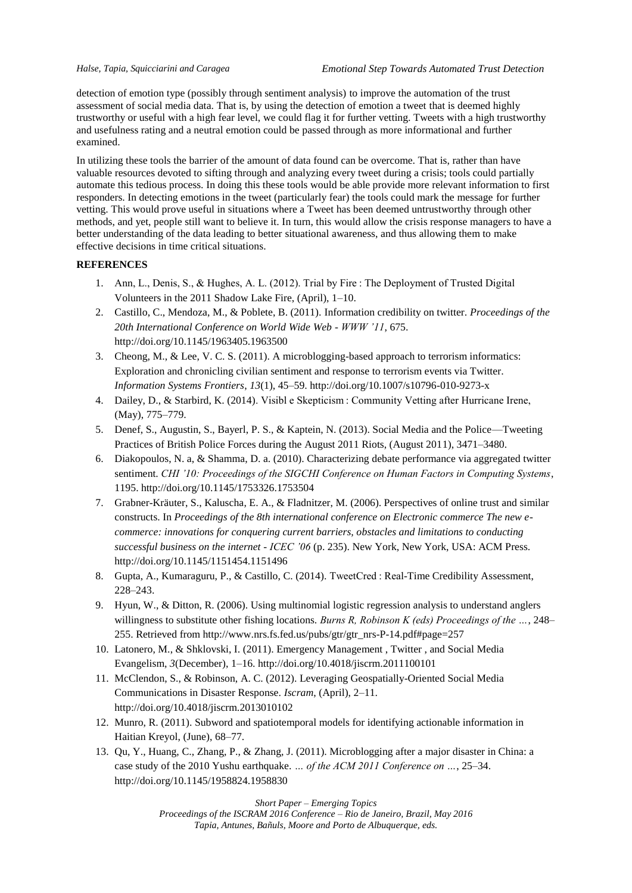detection of emotion type (possibly through sentiment analysis) to improve the automation of the trust assessment of social media data. That is, by using the detection of emotion a tweet that is deemed highly trustworthy or useful with a high fear level, we could flag it for further vetting. Tweets with a high trustworthy and usefulness rating and a neutral emotion could be passed through as more informational and further examined.

In utilizing these tools the barrier of the amount of data found can be overcome. That is, rather than have valuable resources devoted to sifting through and analyzing every tweet during a crisis; tools could partially automate this tedious process. In doing this these tools would be able provide more relevant information to first responders. In detecting emotions in the tweet (particularly fear) the tools could mark the message for further vetting. This would prove useful in situations where a Tweet has been deemed untrustworthy through other methods, and yet, people still want to believe it. In turn, this would allow the crisis response managers to have a better understanding of the data leading to better situational awareness, and thus allowing them to make effective decisions in time critical situations.

## REFERENCES

1. Ann, L., Denis, S., & Hughes, A. L. (2012). Trial by Fire : The Deployment of Trusted Digital Volunteers in the 2011 Shadow Lake Fire, (April), 1–10.
2. Castillo, C., Mendoza, M., & Poblete, B. (2011). Information credibility on twitter. *Proceedings of the 20th International Conference on World Wide Web - WWW '11*, 675. http://doi.org/10.1145/1963405.1963500
3. Cheong, M., & Lee, V. C. S. (2011). A microblogging-based approach to terrorism informatics: Exploration and chronicling civilian sentiment and response to terrorism events via Twitter. *Information Systems Frontiers*, *13*(1), 45–59. http://doi.org/10.1007/s10796-010-9273-x
4. Dailey, D., & Starbird, K. (2014). Visibl e Skepticism : Community Vetting after Hurricane Irene, (May), 775–779.
5. Denef, S., Augustin, S., Bayerl, P. S., & Kaptein, N. (2013). Social Media and the Police—Tweeting Practices of British Police Forces during the August 2011 Riots, (August 2011), 3471–3480.
6. Diakopoulos, N. a, & Shamma, D. a. (2010). Characterizing debate performance via aggregated twitter sentiment. *CHI '10: Proceedings of the SIGCHI Conference on Human Factors in Computing Systems*, 1195. http://doi.org/10.1145/1753326.1753504
7. Grabner-Kräuter, S., Kaluscha, E. A., & Fladnitzer, M. (2006). Perspectives of online trust and similar constructs. In *Proceedings of the 8th international conference on Electronic commerce The new e-commerce: innovations for conquering current barriers, obstacles and limitations to conducting successful business on the internet - ICEC '06* (p. 235). New York, New York, USA: ACM Press. http://doi.org/10.1145/1151454.1151496
8. Gupta, A., Kumaraguru, P., & Castillo, C. (2014). TweetCred : Real-Time Credibility Assessment, 228–243.
9. Hyun, W., & Ditton, R. (2006). Using multinomial logistic regression analysis to understand anglers willingness to substitute other fishing locations. *Burns R, Robinson K (eds) Proceedings of the …*, 248–255. Retrieved from http://www.nrs.fs.fed.us/pubs/gtr/gtr_nrs-P-14.pdf#page=257
10. Latonero, M., & Shklovski, I. (2011). Emergency Management , Twitter , and Social Media Evangelism, *3*(December), 1–16. http://doi.org/10.4018/jiscrm.2011100101
11. McClendon, S., & Robinson, A. C. (2012). Leveraging Geospatially-Oriented Social Media Communications in Disaster Response. *Iscram*, (April), 2–11. http://doi.org/10.4018/jiscrm.2013010102
12. Munro, R. (2011). Subword and spatiotemporal models for identifying actionable information in Haitian Kreyol, (June), 68–77.
13. Qu, Y., Huang, C., Zhang, P., & Zhang, J. (2011). Microblogging after a major disaster in China: a case study of the 2010 Yushu earthquake. *… of the ACM 2011 Conference on …*, 25–34. http://doi.org/10.1145/1958824.1958830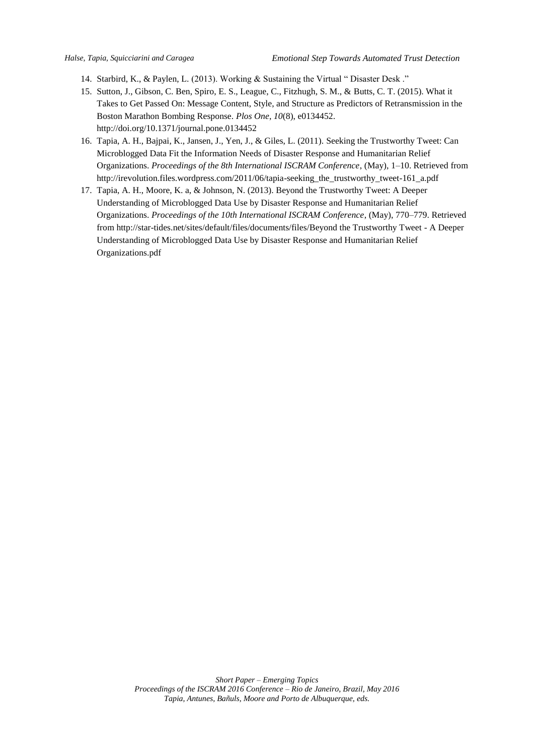14. Starbird, K., & Paylen, L. (2013). Working & Sustaining the Virtual " Disaster Desk ."
15. Sutton, J., Gibson, C. Ben, Spiro, E. S., League, C., Fitzhugh, S. M., & Butts, C. T. (2015). What it Takes to Get Passed On: Message Content, Style, and Structure as Predictors of Retransmission in the Boston Marathon Bombing Response. *Plos One*, *10*(8), e0134452. http://doi.org/10.1371/journal.pone.0134452
16. Tapia, A. H., Bajpai, K., Jansen, J., Yen, J., & Giles, L. (2011). Seeking the Trustworthy Tweet: Can Microblogged Data Fit the Information Needs of Disaster Response and Humanitarian Relief Organizations. *Proceedings of the 8th International ISCRAM Conference*, (May), 1–10. Retrieved from http://irevolution.files.wordpress.com/2011/06/tapia-seeking_the_trustworthy_tweet-161_a.pdf
17. Tapia, A. H., Moore, K. a, & Johnson, N. (2013). Beyond the Trustworthy Tweet: A Deeper Understanding of Microblogged Data Use by Disaster Response and Humanitarian Relief Organizations. *Proceedings of the 10th International ISCRAM Conference*, (May), 770–779. Retrieved from http://star-tides.net/sites/default/files/documents/files/Beyond the Trustworthy Tweet - A Deeper Understanding of Microblogged Data Use by Disaster Response and Humanitarian Relief Organizations.pdf